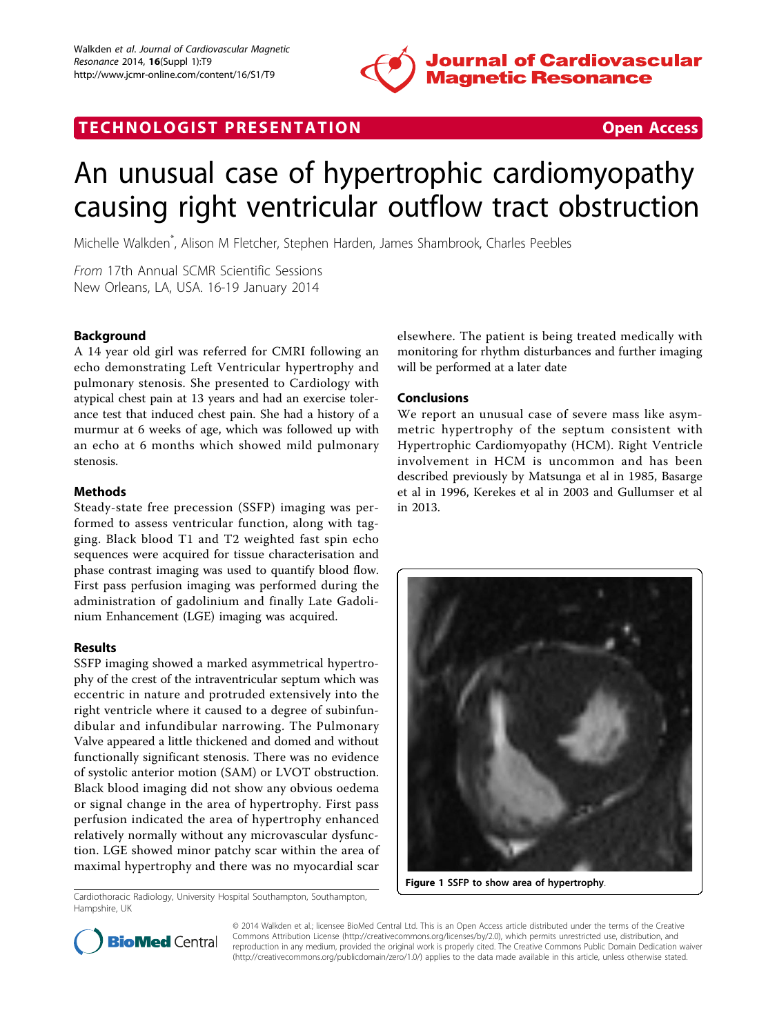# An unusual case of hypertrophic cardiomyopathy causing right ventricular outflow tract obstruction

Michelle Walkden*, Alison M Fletcher, Stephen Harden, James Shambrook, Charles Peebles

*From* 17th Annual SCMR Scientific Sessions
New Orleans, LA, USA. 16-19 January 2014

## Background

A 14 year old girl was referred for CMRI following an echo demonstrating Left Ventricular hypertrophy and pulmonary stenosis. She presented to Cardiology with atypical chest pain at 13 years and had an exercise tolerance test that induced chest pain. She had a history of a murmur at 6 weeks of age, which was followed up with an echo at 6 months which showed mild pulmonary stenosis.

## Methods

Steady-state free precession (SSFP) imaging was performed to assess ventricular function, along with tagging. Black blood T1 and T2 weighted fast spin echo sequences were acquired for tissue characterisation and phase contrast imaging was used to quantify blood flow. First pass perfusion imaging was performed during the administration of gadolinium and finally Late Gadolinium Enhancement (LGE) imaging was acquired.

## Results

SSFP imaging showed a marked asymmetrical hypertrophy of the crest of the intraventricular septum which was eccentric in nature and protruded extensively into the right ventricle where it caused to a degree of subinfundibular and infundibular narrowing. The Pulmonary Valve appeared a little thickened and domed and without functionally significant stenosis. There was no evidence of systolic anterior motion (SAM) or LVOT obstruction. Black blood imaging did not show any obvious oedema or signal change in the area of hypertrophy. First pass perfusion indicated the area of hypertrophy enhanced relatively normally without any microvascular dysfunction. LGE showed minor patchy scar within the area of maximal hypertrophy and there was no myocardial scar elsewhere. The patient is being treated medically with monitoring for rhythm disturbances and further imaging will be performed at a later date

## Conclusions

We report an unusual case of severe mass like asymmetric hypertrophy of the septum consistent with Hypertrophic Cardiomyopathy (HCM). Right Ventricle involvement in HCM is uncommon and has been described previously by Matsunga et al in 1985, Basarge et al in 1996, Kerekes et al in 2003 and Gullumser et al in 2013.

**Figure 1** SSFP to show area of hypertrophy.

Cardiothoracic Radiology, University Hospital Southampton, Southampton, Hampshire, UK

© 2014 Walkden et al.; licensee BioMed Central Ltd. This is an Open Access article distributed under the terms of the Creative Commons Attribution License (http://creativecommons.org/licenses/by/2.0), which permits unrestricted use, distribution, and reproduction in any medium, provided the original work is properly cited. The Creative Commons Public Domain Dedication waiver (http://creativecommons.org/publicdomain/zero/1.0/) applies to the data made available in this article, unless otherwise stated.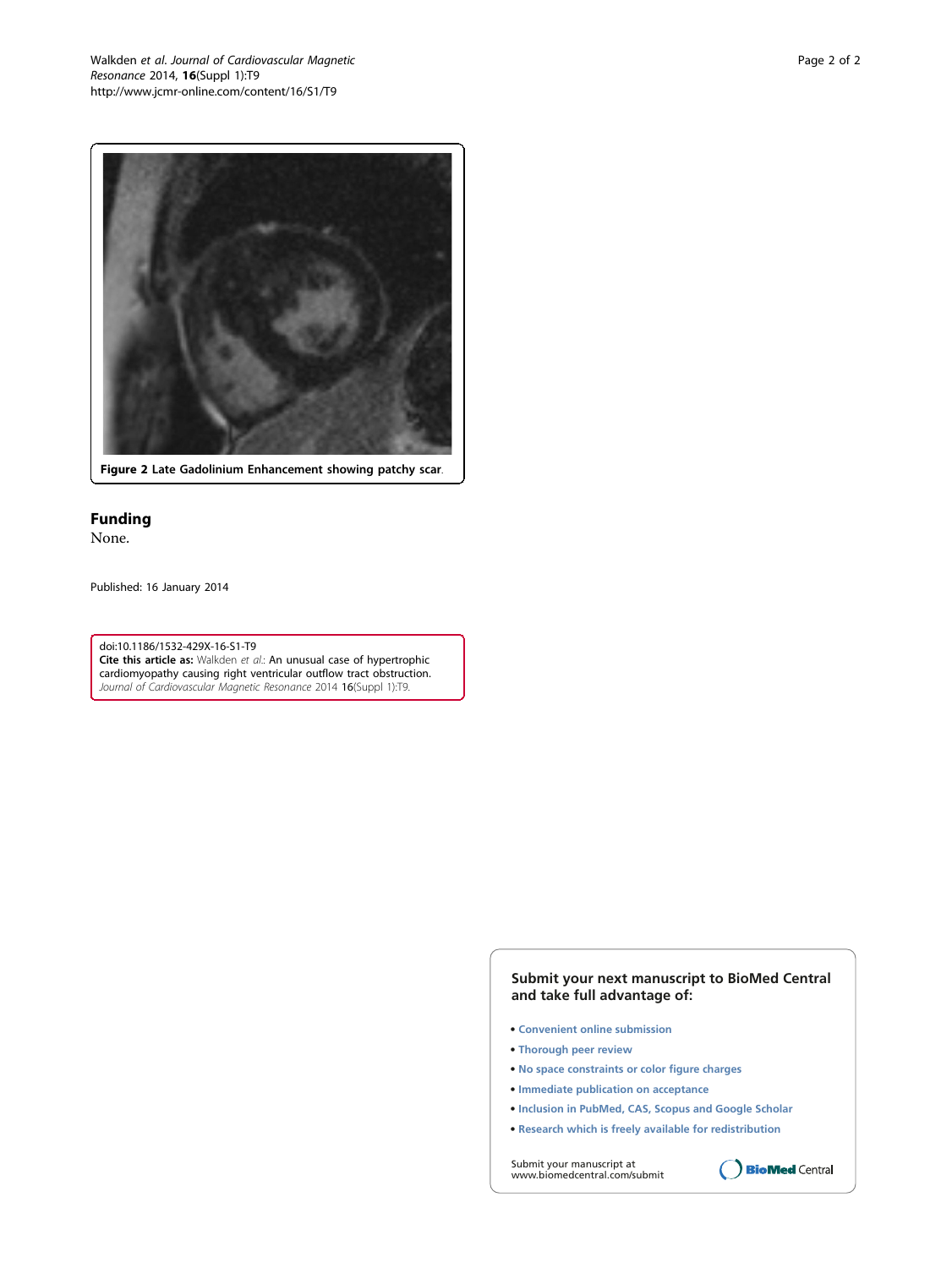**Figure 2** Late Gadolinium Enhancement showing patchy scar.

## Funding

None.

Published: 16 January 2014

doi:10.1186/1532-429X-16-S1-T9
**Cite this article as:** Walkden *et al.*: An unusual case of hypertrophic cardiomyopathy causing right ventricular outflow tract obstruction. *Journal of Cardiovascular Magnetic Resonance* 2014 **16**(Suppl 1):T9.

**Submit your next manuscript to BioMed Central and take full advantage of:**

- Convenient online submission
- Thorough peer review
- No space constraints or color figure charges
- Immediate publication on acceptance
- Inclusion in PubMed, CAS, Scopus and Google Scholar
- Research which is freely available for redistribution

Submit your manuscript at www.biomedcentral.com/submit

BioMed Central